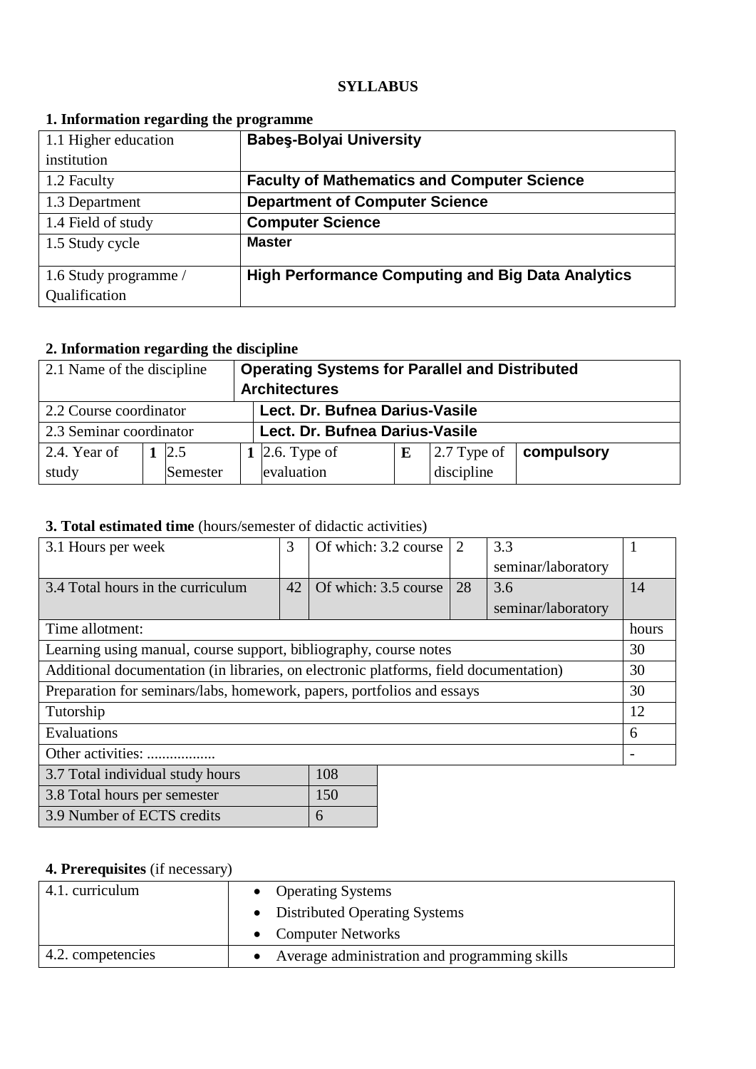**SYLLABUS**

## 1. Information regarding the programme

| | |
|---|---|
| 1.1 Higher education institution | **Babeş-Bolyai University** |
| 1.2 Faculty | **Faculty of Mathematics and Computer Science** |
| 1.3 Department | **Department of Computer Science** |
| 1.4 Field of study | **Computer Science** |
| 1.5 Study cycle | **Master** |
| 1.6 Study programme / Qualification | **High Performance Computing and Big Data Analytics** |

## 2. Information regarding the discipline

| | | | | | | | | |
|---|---|---|---|---|---|---|---|---|
| 2.1 Name of the discipline | **Operating Systems for Parallel and Distributed Architectures** | | | | | | | |
| 2.2 Course coordinator | **Lect. Dr. Bufnea Darius-Vasile** | | | | | | | |
| 2.3 Seminar coordinator | **Lect. Dr. Bufnea Darius-Vasile** | | | | | | | |
| 2.4. Year of study | **1** | 2.5 Semester | **1** | 2.6. Type of evaluation | **E** | 2.7 Type of discipline | **compulsory** | |

## 3. Total estimated time (hours/semester of didactic activities)

| | | | | | |
|---|---|---|---|---|---|
| 3.1 Hours per week | 3 | Of which: 3.2 course | 2 | 3.3 seminar/laboratory | 1 |
| 3.4 Total hours in the curriculum | 42 | Of which: 3.5 course | 28 | 3.6 seminar/laboratory | 14 |
| Time allotment: | | | | | hours |
| Learning using manual, course support, bibliography, course notes | | | | | 30 |
| Additional documentation (in libraries, on electronic platforms, field documentation) | | | | | 30 |
| Preparation for seminars/labs, homework, papers, portfolios and essays | | | | | 30 |
| Tutorship | | | | | 12 |
| Evaluations | | | | | 6 |
| Other activities: .................. | | | | | - |

| | |
|---|---|
| 3.7 Total individual study hours | 108 |
| 3.8 Total hours per semester | 150 |
| 3.9 Number of ECTS credits | 6 |

## 4. Prerequisites (if necessary)

| | |
|---|---|
| 4.1. curriculum | • Operating Systems<br>• Distributed Operating Systems<br>• Computer Networks |
| 4.2. competencies | • Average administration and programming skills |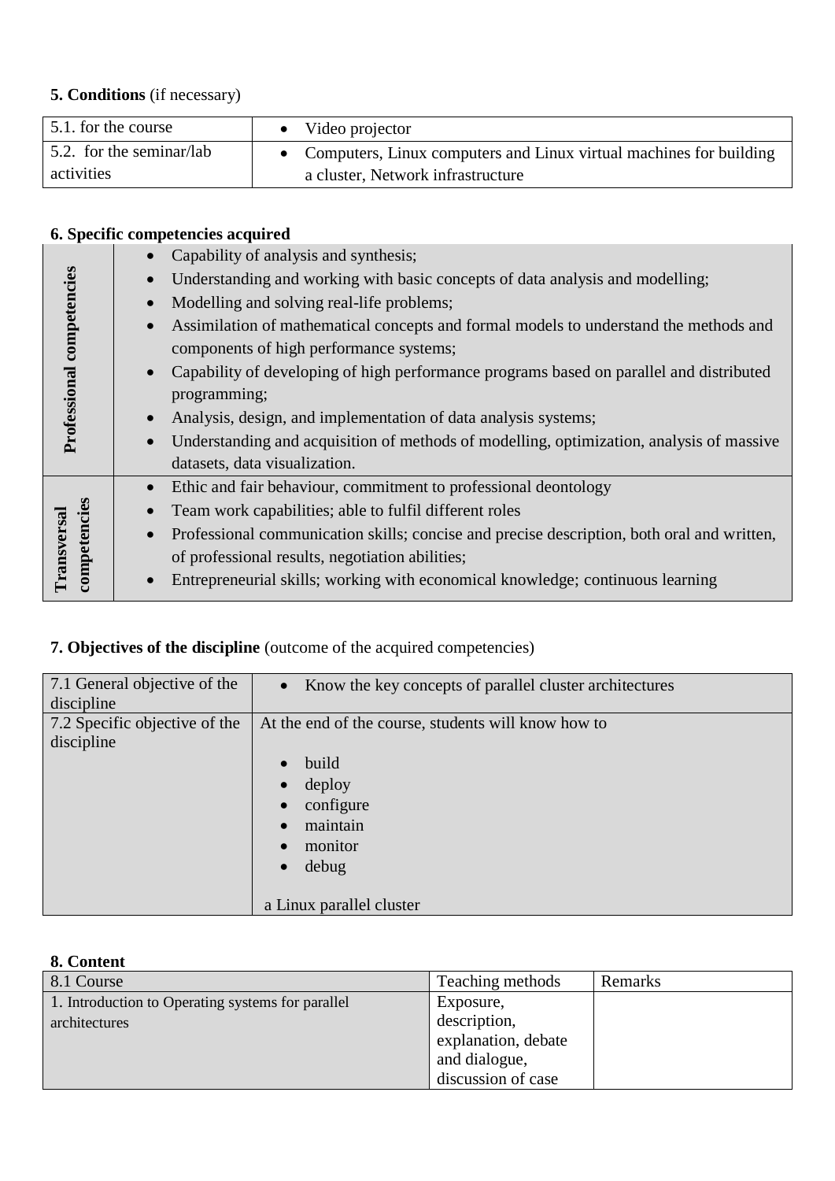**5. Conditions** (if necessary)

| | |
|---|---|
| 5.1. for the course | • Video projector |
| 5.2. for the seminar/lab activities | • Computers, Linux computers and Linux virtual machines for building a cluster, Network infrastructure |

**6. Specific competencies acquired**

| | |
|---|---|
| **Professional competencies** | • Capability of analysis and synthesis;<br>• Understanding and working with basic concepts of data analysis and modelling;<br>• Modelling and solving real-life problems;<br>• Assimilation of mathematical concepts and formal models to understand the methods and components of high performance systems;<br>• Capability of developing of high performance programs based on parallel and distributed programming;<br>• Analysis, design, and implementation of data analysis systems;<br>• Understanding and acquisition of methods of modelling, optimization, analysis of massive datasets, data visualization. |
| **Transversal competencies** | • Ethic and fair behaviour, commitment to professional deontology<br>• Team work capabilities; able to fulfil different roles<br>• Professional communication skills; concise and precise description, both oral and written, of professional results, negotiation abilities;<br>• Entrepreneurial skills; working with economical knowledge; continuous learning |

**7. Objectives of the discipline** (outcome of the acquired competencies)

| | |
|---|---|
| 7.1 General objective of the discipline | • Know the key concepts of parallel cluster architectures |
| 7.2 Specific objective of the discipline | At the end of the course, students will know how to<br>• build<br>• deploy<br>• configure<br>• maintain<br>• monitor<br>• debug<br><br>a Linux parallel cluster |

**8. Content**

| 8.1 Course | Teaching methods | Remarks |
|---|---|---|
| 1. Introduction to Operating systems for parallel architectures | Exposure, description, explanation, debate and dialogue, discussion of case | |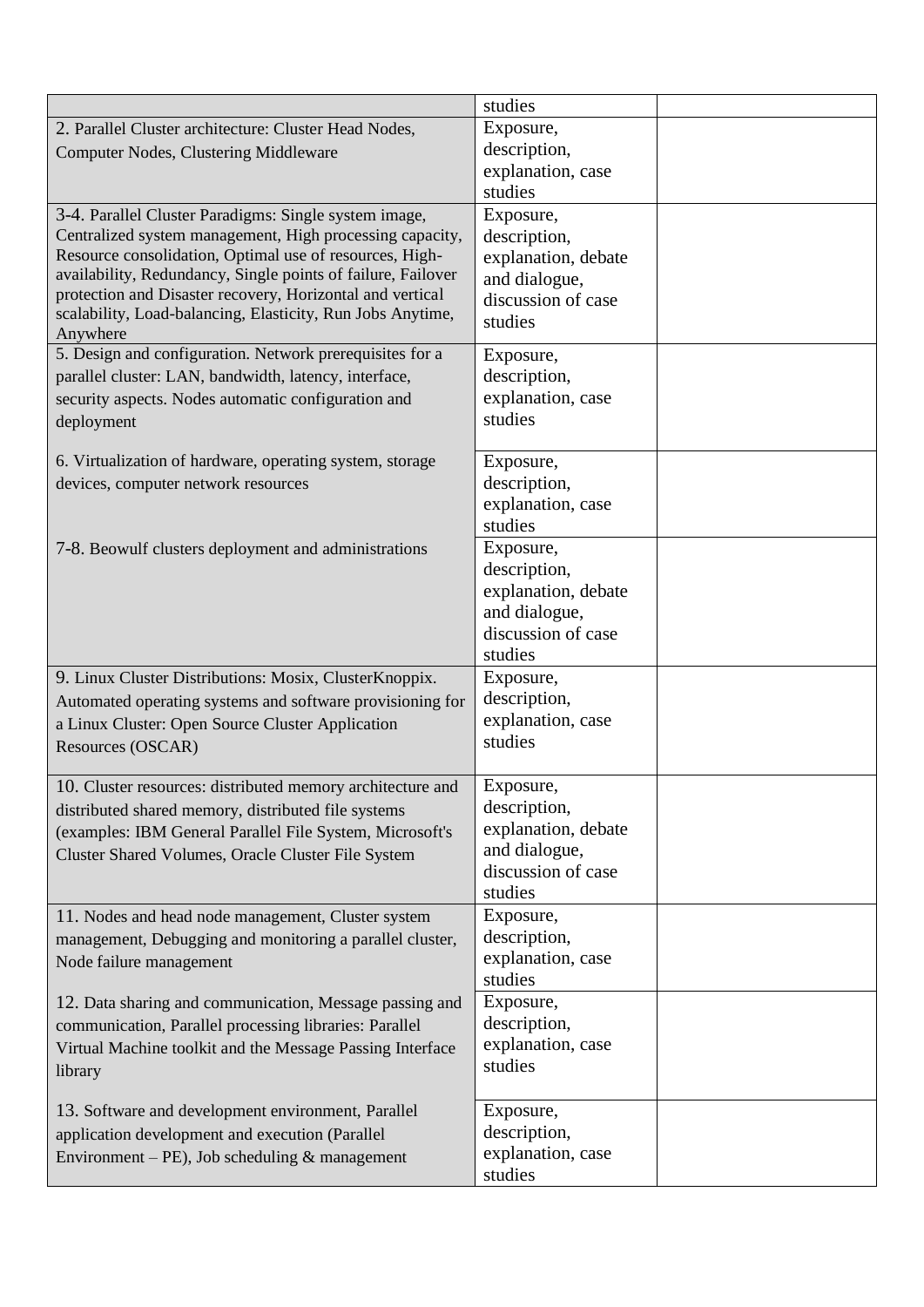| | | |
|---|---|---|
| | studies | |
| 2. Parallel Cluster architecture: Cluster Head Nodes, Computer Nodes, Clustering Middleware | Exposure, description, explanation, case studies | |
| 3-4. Parallel Cluster Paradigms: Single system image, Centralized system management, High processing capacity, Resource consolidation, Optimal use of resources, High-availability, Redundancy, Single points of failure, Failover protection and Disaster recovery, Horizontal and vertical scalability, Load-balancing, Elasticity, Run Jobs Anytime, Anywhere | Exposure, description, explanation, debate and dialogue, discussion of case studies | |
| 5. Design and configuration. Network prerequisites for a parallel cluster: LAN, bandwidth, latency, interface, security aspects. Nodes automatic configuration and deployment | Exposure, description, explanation, case studies | |
| 6. Virtualization of hardware, operating system, storage devices, computer network resources | Exposure, description, explanation, case studies | |
| 7-8. Beowulf clusters deployment and administrations | Exposure, description, explanation, debate and dialogue, discussion of case studies | |
| 9. Linux Cluster Distributions: Mosix, ClusterKnoppix. Automated operating systems and software provisioning for a Linux Cluster: Open Source Cluster Application Resources (OSCAR) | Exposure, description, explanation, case studies | |
| 10. Cluster resources: distributed memory architecture and distributed shared memory, distributed file systems (examples: IBM General Parallel File System, Microsoft's Cluster Shared Volumes, Oracle Cluster File System | Exposure, description, explanation, debate and dialogue, discussion of case studies | |
| 11. Nodes and head node management, Cluster system management, Debugging and monitoring a parallel cluster, Node failure management | Exposure, description, explanation, case studies | |
| 12. Data sharing and communication, Message passing and communication, Parallel processing libraries: Parallel Virtual Machine toolkit and the Message Passing Interface library | Exposure, description, explanation, case studies | |
| 13. Software and development environment, Parallel application development and execution (Parallel Environment – PE), Job scheduling & management | Exposure, description, explanation, case studies | |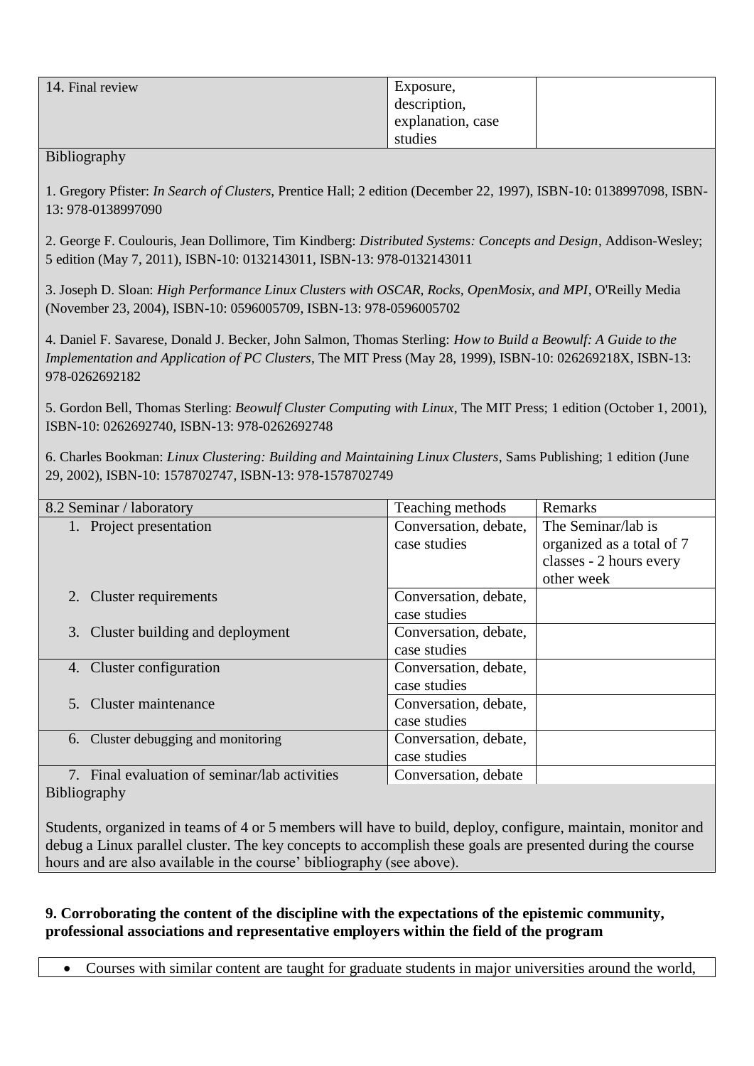| 14. Final review | Exposure, description, explanation, case studies | |
|---|---|---|

Bibliography

1. Gregory Pfister: *In Search of Clusters*, Prentice Hall; 2 edition (December 22, 1997), ISBN-10: 0138997098, ISBN-13: 978-0138997090

2. George F. Coulouris, Jean Dollimore, Tim Kindberg: *Distributed Systems: Concepts and Design*, Addison-Wesley; 5 edition (May 7, 2011), ISBN-10: 0132143011, ISBN-13: 978-0132143011

3. Joseph D. Sloan: *High Performance Linux Clusters with OSCAR, Rocks, OpenMosix, and MPI*, O'Reilly Media (November 23, 2004), ISBN-10: 0596005709, ISBN-13: 978-0596005702

4. Daniel F. Savarese, Donald J. Becker, John Salmon, Thomas Sterling: *How to Build a Beowulf: A Guide to the Implementation and Application of PC Clusters*, The MIT Press (May 28, 1999), ISBN-10: 026269218X, ISBN-13: 978-0262692182

5. Gordon Bell, Thomas Sterling: *Beowulf Cluster Computing with Linux*, The MIT Press; 1 edition (October 1, 2001), ISBN-10: 0262692740, ISBN-13: 978-0262692748

6. Charles Bookman: *Linux Clustering: Building and Maintaining Linux Clusters*, Sams Publishing; 1 edition (June 29, 2002), ISBN-10: 1578702747, ISBN-13: 978-1578702749

| 8.2 Seminar / laboratory | Teaching methods | Remarks |
|---|---|---|
| 1. Project presentation | Conversation, debate, case studies | The Seminar/lab is organized as a total of 7 classes - 2 hours every other week |
| 2. Cluster requirements | Conversation, debate, case studies | |
| 3. Cluster building and deployment | Conversation, debate, case studies | |
| 4. Cluster configuration | Conversation, debate, case studies | |
| 5. Cluster maintenance | Conversation, debate, case studies | |
| 6. Cluster debugging and monitoring | Conversation, debate, case studies | |
| 7. Final evaluation of seminar/lab activities | Conversation, debate | |

Bibliography

Students, organized in teams of 4 or 5 members will have to build, deploy, configure, maintain, monitor and debug a Linux parallel cluster. The key concepts to accomplish these goals are presented during the course hours and are also available in the course' bibliography (see above).

**9. Corroborating the content of the discipline with the expectations of the epistemic community, professional associations and representative employers within the field of the program**

- Courses with similar content are taught for graduate students in major universities around the world,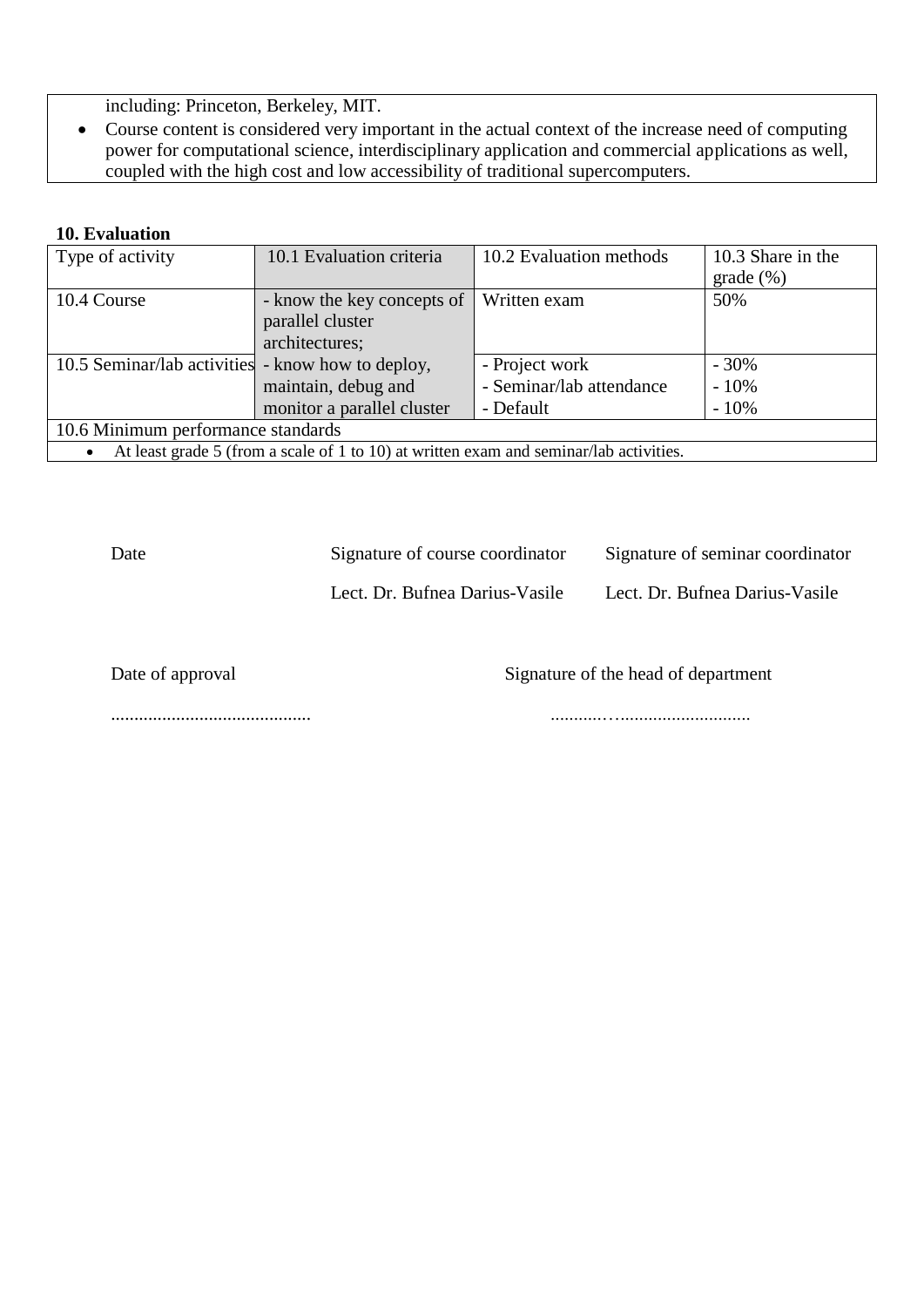including: Princeton, Berkeley, MIT.

- Course content is considered very important in the actual context of the increase need of computing power for computational science, interdisciplinary application and commercial applications as well, coupled with the high cost and low accessibility of traditional supercomputers.

**10. Evaluation**

| Type of activity | 10.1 Evaluation criteria | 10.2 Evaluation methods | 10.3 Share in the grade (%) |
|---|---|---|---|
| 10.4 Course | - know the key concepts of parallel cluster architectures; | Written exam | 50% |
| 10.5 Seminar/lab activities | - know how to deploy, maintain, debug and monitor a parallel cluster | - Project work<br>- Seminar/lab attendance<br>- Default | - 30%<br>- 10%<br>- 10% |
| 10.6 Minimum performance standards | | | |
| • At least grade 5 (from a scale of 1 to 10) at written exam and seminar/lab activities. | | | |

| Date | Signature of course coordinator | Signature of seminar coordinator |
|---|---|---|
| | Lect. Dr. Bufnea Darius-Vasile | Lect. Dr. Bufnea Darius-Vasile |

| Date of approval | Signature of the head of department |
|---|---|
| ........................................... | ...........…........................... |